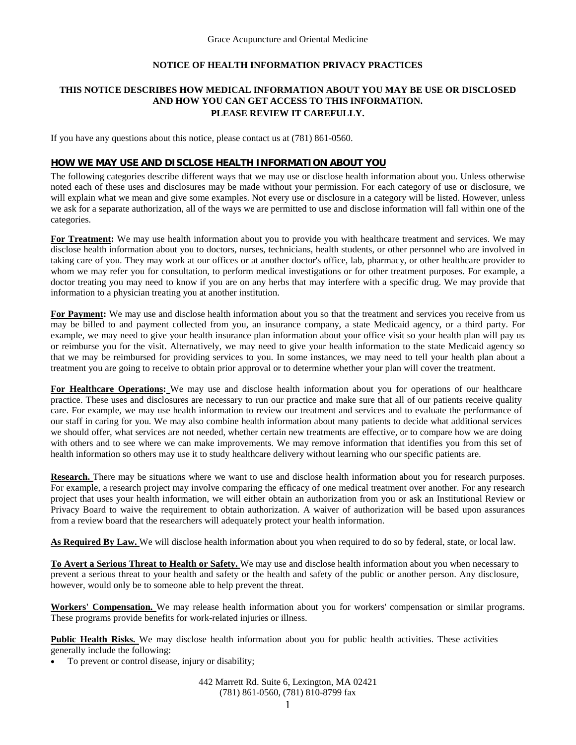Grace Acupuncture and Oriental Medicine

# NOTICE OF HEALTH INFORMATION PRIVACY PRACTICES

**THIS NOTICE DESCRIBES HOW MEDICAL INFORMATION ABOUT YOU MAY BE USE OR DISCLOSED AND HOW YOU CAN GET ACCESS TO THIS INFORMATION. PLEASE REVIEW IT CAREFULLY.**

If you have any questions about this notice, please contact us at (781) 861-0560.

## HOW WE MAY USE AND DISCLOSE HEALTH INFORMATION ABOUT YOU

The following categories describe different ways that we may use or disclose health information about you. Unless otherwise noted each of these uses and disclosures may be made without your permission. For each category of use or disclosure, we will explain what we mean and give some examples. Not every use or disclosure in a category will be listed. However, unless we ask for a separate authorization, all of the ways we are permitted to use and disclose information will fall within one of the categories.

**For Treatment:** We may use health information about you to provide you with healthcare treatment and services. We may disclose health information about you to doctors, nurses, technicians, health students, or other personnel who are involved in taking care of you. They may work at our offices or at another doctor's office, lab, pharmacy, or other healthcare provider to whom we may refer you for consultation, to perform medical investigations or for other treatment purposes. For example, a doctor treating you may need to know if you are on any herbs that may interfere with a specific drug. We may provide that information to a physician treating you at another institution.

**For Payment:** We may use and disclose health information about you so that the treatment and services you receive from us may be billed to and payment collected from you, an insurance company, a state Medicaid agency, or a third party. For example, we may need to give your health insurance plan information about your office visit so your health plan will pay us or reimburse you for the visit. Alternatively, we may need to give your health information to the state Medicaid agency so that we may be reimbursed for providing services to you. In some instances, we may need to tell your health plan about a treatment you are going to receive to obtain prior approval or to determine whether your plan will cover the treatment.

**For Healthcare Operations:** We may use and disclose health information about you for operations of our healthcare practice. These uses and disclosures are necessary to run our practice and make sure that all of our patients receive quality care. For example, we may use health information to review our treatment and services and to evaluate the performance of our staff in caring for you. We may also combine health information about many patients to decide what additional services we should offer, what services are not needed, whether certain new treatments are effective, or to compare how we are doing with others and to see where we can make improvements. We may remove information that identifies you from this set of health information so others may use it to study healthcare delivery without learning who our specific patients are.

**Research.** There may be situations where we want to use and disclose health information about you for research purposes. For example, a research project may involve comparing the efficacy of one medical treatment over another. For any research project that uses your health information, we will either obtain an authorization from you or ask an Institutional Review or Privacy Board to waive the requirement to obtain authorization. A waiver of authorization will be based upon assurances from a review board that the researchers will adequately protect your health information.

**As Required By Law.** We will disclose health information about you when required to do so by federal, state, or local law.

**To Avert a Serious Threat to Health or Safety.** We may use and disclose health information about you when necessary to prevent a serious threat to your health and safety or the health and safety of the public or another person. Any disclosure, however, would only be to someone able to help prevent the threat.

**Workers' Compensation.** We may release health information about you for workers' compensation or similar programs. These programs provide benefits for work-related injuries or illness.

**Public Health Risks.** We may disclose health information about you for public health activities. These activities generally include the following:

- To prevent or control disease, injury or disability;

442 Marrett Rd. Suite 6, Lexington, MA 02421
(781) 861-0560, (781) 810-8799 fax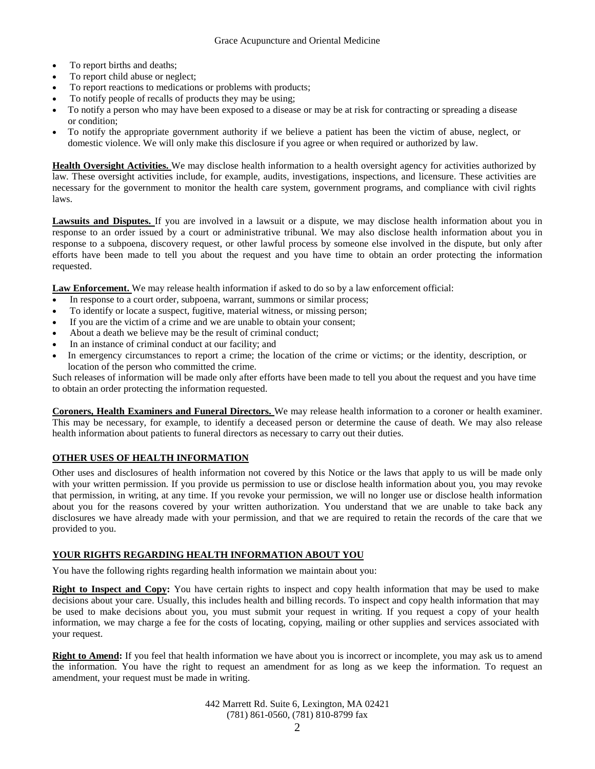- To report births and deaths;
- To report child abuse or neglect;
- To report reactions to medications or problems with products;
- To notify people of recalls of products they may be using;
- To notify a person who may have been exposed to a disease or may be at risk for contracting or spreading a disease or condition;
- To notify the appropriate government authority if we believe a patient has been the victim of abuse, neglect, or domestic violence. We will only make this disclosure if you agree or when required or authorized by law.

**Health Oversight Activities.** We may disclose health information to a health oversight agency for activities authorized by law. These oversight activities include, for example, audits, investigations, inspections, and licensure. These activities are necessary for the government to monitor the health care system, government programs, and compliance with civil rights laws.

**Lawsuits and Disputes.** If you are involved in a lawsuit or a dispute, we may disclose health information about you in response to an order issued by a court or administrative tribunal. We may also disclose health information about you in response to a subpoena, discovery request, or other lawful process by someone else involved in the dispute, but only after efforts have been made to tell you about the request and you have time to obtain an order protecting the information requested.

**Law Enforcement.** We may release health information if asked to do so by a law enforcement official:

- In response to a court order, subpoena, warrant, summons or similar process;
- To identify or locate a suspect, fugitive, material witness, or missing person;
- If you are the victim of a crime and we are unable to obtain your consent;
- About a death we believe may be the result of criminal conduct;
- In an instance of criminal conduct at our facility; and
- In emergency circumstances to report a crime; the location of the crime or victims; or the identity, description, or location of the person who committed the crime.

Such releases of information will be made only after efforts have been made to tell you about the request and you have time to obtain an order protecting the information requested.

**Coroners, Health Examiners and Funeral Directors.** We may release health information to a coroner or health examiner. This may be necessary, for example, to identify a deceased person or determine the cause of death. We may also release health information about patients to funeral directors as necessary to carry out their duties.

## OTHER USES OF HEALTH INFORMATION

Other uses and disclosures of health information not covered by this Notice or the laws that apply to us will be made only with your written permission. If you provide us permission to use or disclose health information about you, you may revoke that permission, in writing, at any time. If you revoke your permission, we will no longer use or disclose health information about you for the reasons covered by your written authorization. You understand that we are unable to take back any disclosures we have already made with your permission, and that we are required to retain the records of the care that we provided to you.

## YOUR RIGHTS REGARDING HEALTH INFORMATION ABOUT YOU

You have the following rights regarding health information we maintain about you:

**Right to Inspect and Copy:** You have certain rights to inspect and copy health information that may be used to make decisions about your care. Usually, this includes health and billing records. To inspect and copy health information that may be used to make decisions about you, you must submit your request in writing. If you request a copy of your health information, we may charge a fee for the costs of locating, copying, mailing or other supplies and services associated with your request.

**Right to Amend:** If you feel that health information we have about you is incorrect or incomplete, you may ask us to amend the information. You have the right to request an amendment for as long as we keep the information. To request an amendment, your request must be made in writing.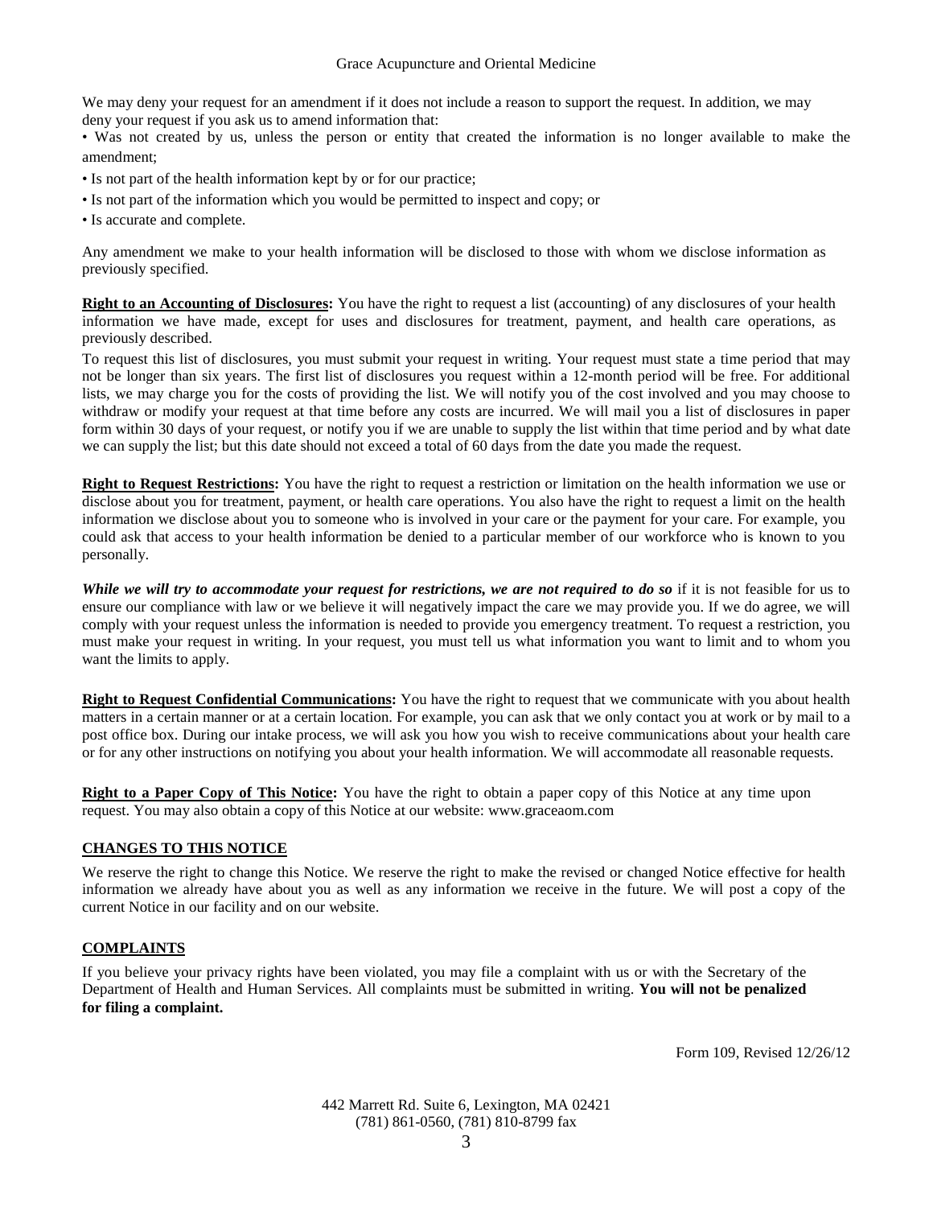We may deny your request for an amendment if it does not include a reason to support the request. In addition, we may deny your request if you ask us to amend information that:

- Was not created by us, unless the person or entity that created the information is no longer available to make the amendment;
- Is not part of the health information kept by or for our practice;
- Is not part of the information which you would be permitted to inspect and copy; or
- Is accurate and complete.

Any amendment we make to your health information will be disclosed to those with whom we disclose information as previously specified.

**Right to an Accounting of Disclosures:** You have the right to request a list (accounting) of any disclosures of your health information we have made, except for uses and disclosures for treatment, payment, and health care operations, as previously described.

To request this list of disclosures, you must submit your request in writing. Your request must state a time period that may not be longer than six years. The first list of disclosures you request within a 12-month period will be free. For additional lists, we may charge you for the costs of providing the list. We will notify you of the cost involved and you may choose to withdraw or modify your request at that time before any costs are incurred. We will mail you a list of disclosures in paper form within 30 days of your request, or notify you if we are unable to supply the list within that time period and by what date we can supply the list; but this date should not exceed a total of 60 days from the date you made the request.

**Right to Request Restrictions:** You have the right to request a restriction or limitation on the health information we use or disclose about you for treatment, payment, or health care operations. You also have the right to request a limit on the health information we disclose about you to someone who is involved in your care or the payment for your care. For example, you could ask that access to your health information be denied to a particular member of our workforce who is known to you personally.

***While we will try to accommodate your request for restrictions, we are not required to do so*** if it is not feasible for us to ensure our compliance with law or we believe it will negatively impact the care we may provide you. If we do agree, we will comply with your request unless the information is needed to provide you emergency treatment. To request a restriction, you must make your request in writing. In your request, you must tell us what information you want to limit and to whom you want the limits to apply.

**Right to Request Confidential Communications:** You have the right to request that we communicate with you about health matters in a certain manner or at a certain location. For example, you can ask that we only contact you at work or by mail to a post office box. During our intake process, we will ask you how you wish to receive communications about your health care or for any other instructions on notifying you about your health information. We will accommodate all reasonable requests.

**Right to a Paper Copy of This Notice:** You have the right to obtain a paper copy of this Notice at any time upon request. You may also obtain a copy of this Notice at our website: www.graceaom.com

## CHANGES TO THIS NOTICE

We reserve the right to change this Notice. We reserve the right to make the revised or changed Notice effective for health information we already have about you as well as any information we receive in the future. We will post a copy of the current Notice in our facility and on our website.

## COMPLAINTS

If you believe your privacy rights have been violated, you may file a complaint with us or with the Secretary of the Department of Health and Human Services. All complaints must be submitted in writing. **You will not be penalized for filing a complaint.**

Form 109, Revised 12/26/12

442 Marrett Rd. Suite 6, Lexington, MA 02421
(781) 861-0560, (781) 810-8799 fax